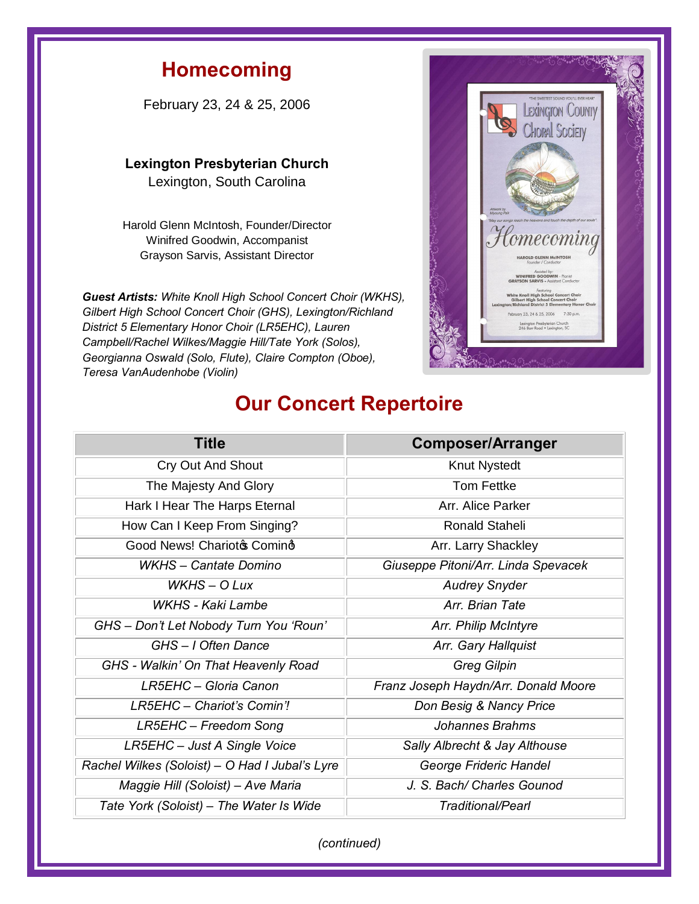# Homecoming

February 23, 24 & 25, 2006

**Lexington Presbyterian Church**
Lexington, South Carolina

Harold Glenn McIntosh, Founder/Director
Winifred Goodwin, Accompanist
Grayson Sarvis, Assistant Director

***Guest Artists:*** *White Knoll High School Concert Choir (WKHS), Gilbert High School Concert Choir (GHS), Lexington/Richland District 5 Elementary Honor Choir (LR5EHC), Lauren Campbell/Rachel Wilkes/Maggie Hill/Tate York (Solos), Georgianna Oswald (Solo, Flute), Claire Compton (Oboe), Teresa VanAudenhobe (Violin)*

## Our Concert Repertoire

| Title | Composer/Arranger |
| --- | --- |
| Cry Out And Shout | Knut Nystedt |
| The Majesty And Glory | Tom Fettke |
| Hark I Hear The Harps Eternal | Arr. Alice Parker |
| How Can I Keep From Singing? | Ronald Staheli |
| Good News! Chariotꞌs Cominꞌ | Arr. Larry Shackley |
| *WKHS – Cantate Domino* | *Giuseppe Pitoni/Arr. Linda Spevacek* |
| *WKHS – O Lux* | *Audrey Snyder* |
| *WKHS - Kaki Lambe* | *Arr. Brian Tate* |
| *GHS – Don't Let Nobody Turn You 'Roun'* | *Arr. Philip McIntyre* |
| *GHS – I Often Dance* | *Arr. Gary Hallquist* |
| *GHS - Walkin' On That Heavenly Road* | *Greg Gilpin* |
| *LR5EHC – Gloria Canon* | *Franz Joseph Haydn/Arr. Donald Moore* |
| *LR5EHC – Chariot's Comin'!* | *Don Besig & Nancy Price* |
| *LR5EHC – Freedom Song* | *Johannes Brahms* |
| *LR5EHC – Just A Single Voice* | *Sally Albrecht & Jay Althouse* |
| *Rachel Wilkes (Soloist) – O Had I Jubal's Lyre* | *George Frideric Handel* |
| *Maggie Hill (Soloist) – Ave Maria* | *J. S. Bach/ Charles Gounod* |
| *Tate York (Soloist) – The Water Is Wide* | *Traditional/Pearl* |

*(continued)*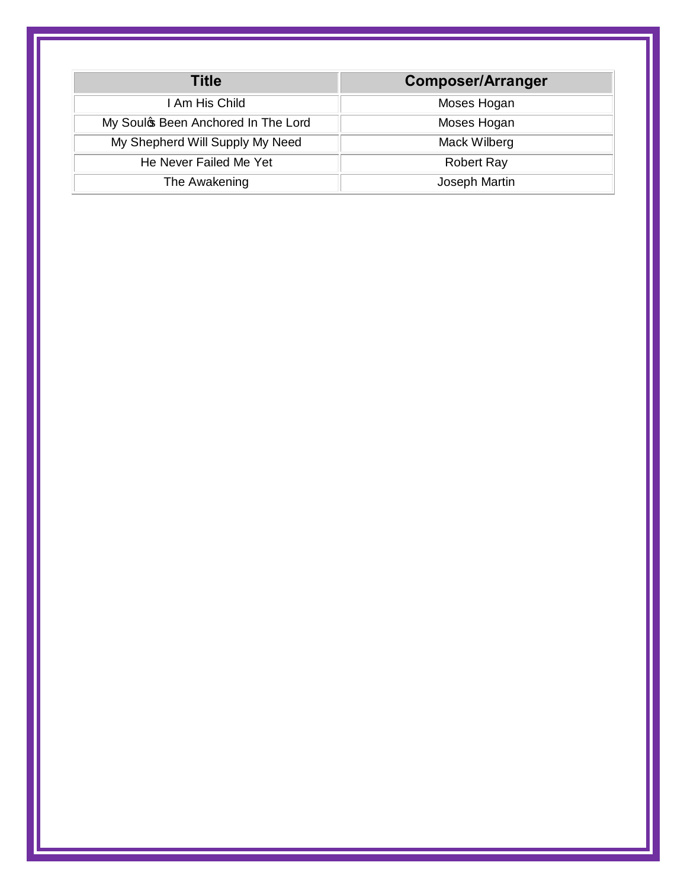| Title | Composer/Arranger |
|---|---|
| I Am His Child | Moses Hogan |
| My Soulôs Been Anchored In The Lord | Moses Hogan |
| My Shepherd Will Supply My Need | Mack Wilberg |
| He Never Failed Me Yet | Robert Ray |
| The Awakening | Joseph Martin |